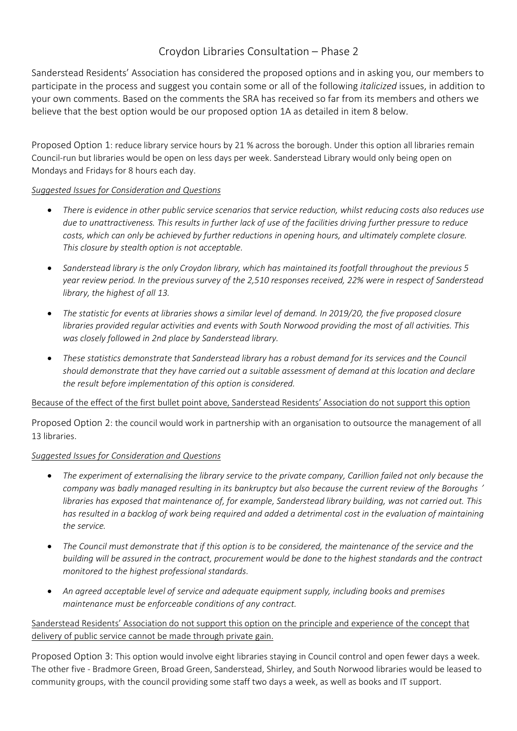# Croydon Libraries Consultation – Phase 2

Sanderstead Residents' Association has considered the proposed options and in asking you, our members to participate in the process and suggest you contain some or all of the following *italicized* issues, in addition to your own comments. Based on the comments the SRA has received so far from its members and others we believe that the best option would be our proposed option 1A as detailed in item 8 below.

Proposed Option 1: reduce library service hours by 21 % across the borough. Under this option all libraries remain Council-run but libraries would be open on less days per week. Sanderstead Library would only being open on Mondays and Fridays for 8 hours each day.

*Suggested Issues for Consideration and Questions*

- *There is evidence in other public service scenarios that service reduction, whilst reducing costs also reduces use due to unattractiveness. This results in further lack of use of the facilities driving further pressure to reduce costs, which can only be achieved by further reductions in opening hours, and ultimately complete closure. This closure by stealth option is not acceptable.*
- *Sanderstead library is the only Croydon library, which has maintained its footfall throughout the previous 5 year review period. In the previous survey of the 2,510 responses received, 22% were in respect of Sanderstead library, the highest of all 13.*
- *The statistic for events at libraries shows a similar level of demand. In 2019/20, the five proposed closure libraries provided regular activities and events with South Norwood providing the most of all activities. This was closely followed in 2nd place by Sanderstead library.*
- *These statistics demonstrate that Sanderstead library has a robust demand for its services and the Council should demonstrate that they have carried out a suitable assessment of demand at this location and declare the result before implementation of this option is considered.*

Because of the effect of the first bullet point above, Sanderstead Residents' Association do not support this option

Proposed Option 2: the council would work in partnership with an organisation to outsource the management of all 13 libraries.

*Suggested Issues for Consideration and Questions*

- *The experiment of externalising the library service to the private company, Carillion failed not only because the company was badly managed resulting in its bankruptcy but also because the current review of the Boroughs' libraries has exposed that maintenance of, for example, Sanderstead library building, was not carried out. This has resulted in a backlog of work being required and added a detrimental cost in the evaluation of maintaining the service.*
- *The Council must demonstrate that if this option is to be considered, the maintenance of the service and the building will be assured in the contract, procurement would be done to the highest standards and the contract monitored to the highest professional standards.*
- *An agreed acceptable level of service and adequate equipment supply, including books and premises maintenance must be enforceable conditions of any contract.*

Sanderstead Residents' Association do not support this option on the principle and experience of the concept that delivery of public service cannot be made through private gain.

Proposed Option 3: This option would involve eight libraries staying in Council control and open fewer days a week. The other five - Bradmore Green, Broad Green, Sanderstead, Shirley, and South Norwood libraries would be leased to community groups, with the council providing some staff two days a week, as well as books and IT support.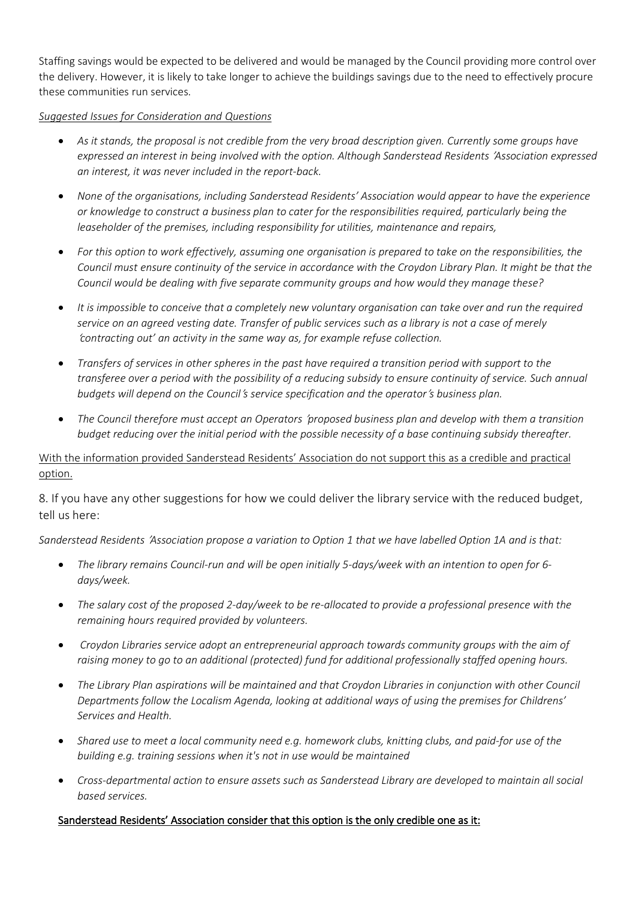Staffing savings would be expected to be delivered and would be managed by the Council providing more control over the delivery. However, it is likely to take longer to achieve the buildings savings due to the need to effectively procure these communities run services.

<u>*Suggested Issues for Consideration and Questions*</u>

- *As it stands, the proposal is not credible from the very broad description given. Currently some groups have expressed an interest in being involved with the option. Although Sanderstead Residents ́Association expressed an interest, it was never included in the report-back.*
- *None of the organisations, including Sanderstead Residents' Association would appear to have the experience or knowledge to construct a business plan to cater for the responsibilities required, particularly being the leaseholder of the premises, including responsibility for utilities, maintenance and repairs,*
- *For this option to work effectively, assuming one organisation is prepared to take on the responsibilities, the Council must ensure continuity of the service in accordance with the Croydon Library Plan. It might be that the Council would be dealing with five separate community groups and how would they manage these?*
- *It is impossible to conceive that a completely new voluntary organisation can take over and run the required service on an agreed vesting date. Transfer of public services such as a library is not a case of merely ́contracting out' an activity in the same way as, for example refuse collection.*
- *Transfers of services in other spheres in the past have required a transition period with support to the transferee over a period with the possibility of a reducing subsidy to ensure continuity of service. Such annual budgets will depend on the Council ́s service specification and the operator ́s business plan.*
- *The Council therefore must accept an Operators ́proposed business plan and develop with them a transition budget reducing over the initial period with the possible necessity of a base continuing subsidy thereafter.*

<u>With the information provided Sanderstead Residents' Association do not support this as a credible and practical option.</u>

8. If you have any other suggestions for how we could deliver the library service with the reduced budget, tell us here:

*Sanderstead Residents ́Association propose a variation to Option 1 that we have labelled Option 1A and is that:*

- *The library remains Council-run and will be open initially 5-days/week with an intention to open for 6-days/week.*
- *The salary cost of the proposed 2-day/week to be re-allocated to provide a professional presence with the remaining hours required provided by volunteers.*
- *Croydon Libraries service adopt an entrepreneurial approach towards community groups with the aim of raising money to go to an additional (protected) fund for additional professionally staffed opening hours.*
- *The Library Plan aspirations will be maintained and that Croydon Libraries in conjunction with other Council Departments follow the Localism Agenda, looking at additional ways of using the premises for Childrens' Services and Health.*
- *Shared use to meet a local community need e.g. homework clubs, knitting clubs, and paid-for use of the building e.g. training sessions when it's not in use would be maintained*
- *Cross-departmental action to ensure assets such as Sanderstead Library are developed to maintain all social based services.*

**<u>Sanderstead Residents' Association consider that this option is the only credible one as it:</u>**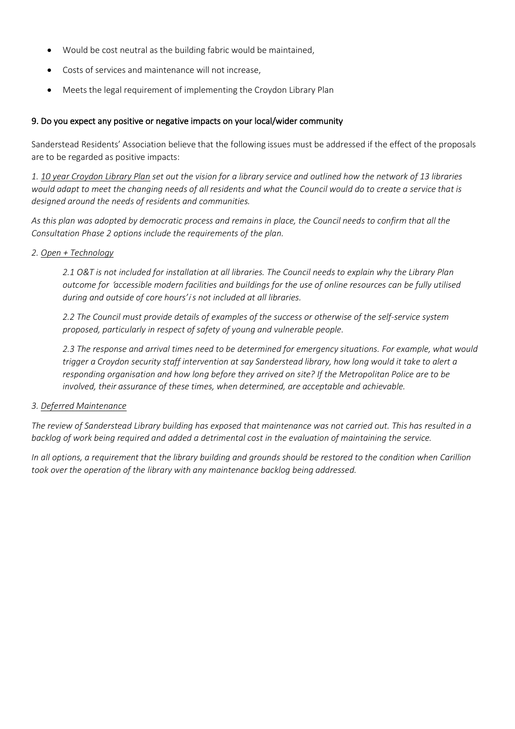- Would be cost neutral as the building fabric would be maintained,
- Costs of services and maintenance will not increase,
- Meets the legal requirement of implementing the Croydon Library Plan

## 9. Do you expect any positive or negative impacts on your local/wider community

Sanderstead Residents' Association believe that the following issues must be addressed if the effect of the proposals are to be regarded as positive impacts:

*1. 10 year Croydon Library Plan set out the vision for a library service and outlined how the network of 13 libraries would adapt to meet the changing needs of all residents and what the Council would do to create a service that is designed around the needs of residents and communities.*

*As this plan was adopted by democratic process and remains in place, the Council needs to confirm that all the Consultation Phase 2 options include the requirements of the plan.*

*2. Open + Technology*

> *2.1 O&T is not included for installation at all libraries. The Council needs to explain why the Library Plan outcome for 'accessible modern facilities and buildings for the use of online resources can be fully utilised during and outside of core hours' is not included at all libraries.*
>
> *2.2 The Council must provide details of examples of the success or otherwise of the self-service system proposed, particularly in respect of safety of young and vulnerable people.*
>
> *2.3 The response and arrival times need to be determined for emergency situations. For example, what would trigger a Croydon security staff intervention at say Sanderstead library, how long would it take to alert a responding organisation and how long before they arrived on site? If the Metropolitan Police are to be involved, their assurance of these times, when determined, are acceptable and achievable.*

*3. Deferred Maintenance*

*The review of Sanderstead Library building has exposed that maintenance was not carried out. This has resulted in a backlog of work being required and added a detrimental cost in the evaluation of maintaining the service.*

*In all options, a requirement that the library building and grounds should be restored to the condition when Carillion took over the operation of the library with any maintenance backlog being addressed.*